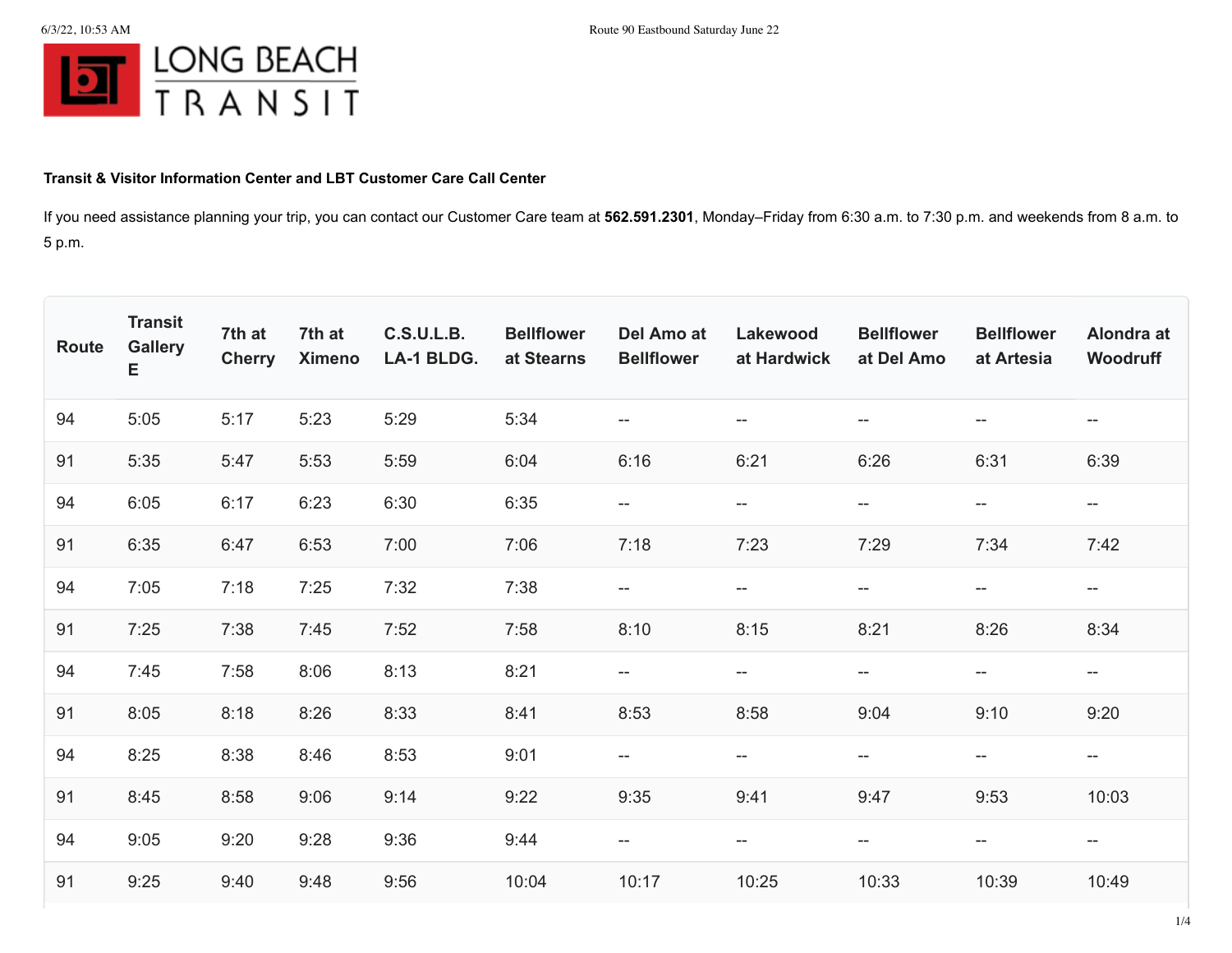**Transit & Visitor Information Center and LBT Customer Care Call Center**

If you need assistance planning your trip, you can contact our Customer Care team at **562.591.2301**, Monday–Friday from 6:30 a.m. to 7:30 p.m. and weekends from 8 a.m. to 5 p.m.

| Route | Transit Gallery E | 7th at Cherry | 7th at Ximeno | C.S.U.L.B. LA-1 BLDG. | Bellflower at Stearns | Del Amo at Bellflower | Lakewood at Hardwick | Bellflower at Del Amo | Bellflower at Artesia | Alondra at Woodruff |
|---|---|---|---|---|---|---|---|---|---|---|
| 94 | 5:05 | 5:17 | 5:23 | 5:29 | 5:34 | -- | -- | -- | -- | -- |
| 91 | 5:35 | 5:47 | 5:53 | 5:59 | 6:04 | 6:16 | 6:21 | 6:26 | 6:31 | 6:39 |
| 94 | 6:05 | 6:17 | 6:23 | 6:30 | 6:35 | -- | -- | -- | -- | -- |
| 91 | 6:35 | 6:47 | 6:53 | 7:00 | 7:06 | 7:18 | 7:23 | 7:29 | 7:34 | 7:42 |
| 94 | 7:05 | 7:18 | 7:25 | 7:32 | 7:38 | -- | -- | -- | -- | -- |
| 91 | 7:25 | 7:38 | 7:45 | 7:52 | 7:58 | 8:10 | 8:15 | 8:21 | 8:26 | 8:34 |
| 94 | 7:45 | 7:58 | 8:06 | 8:13 | 8:21 | -- | -- | -- | -- | -- |
| 91 | 8:05 | 8:18 | 8:26 | 8:33 | 8:41 | 8:53 | 8:58 | 9:04 | 9:10 | 9:20 |
| 94 | 8:25 | 8:38 | 8:46 | 8:53 | 9:01 | -- | -- | -- | -- | -- |
| 91 | 8:45 | 8:58 | 9:06 | 9:14 | 9:22 | 9:35 | 9:41 | 9:47 | 9:53 | 10:03 |
| 94 | 9:05 | 9:20 | 9:28 | 9:36 | 9:44 | -- | -- | -- | -- | -- |
| 91 | 9:25 | 9:40 | 9:48 | 9:56 | 10:04 | 10:17 | 10:25 | 10:33 | 10:39 | 10:49 |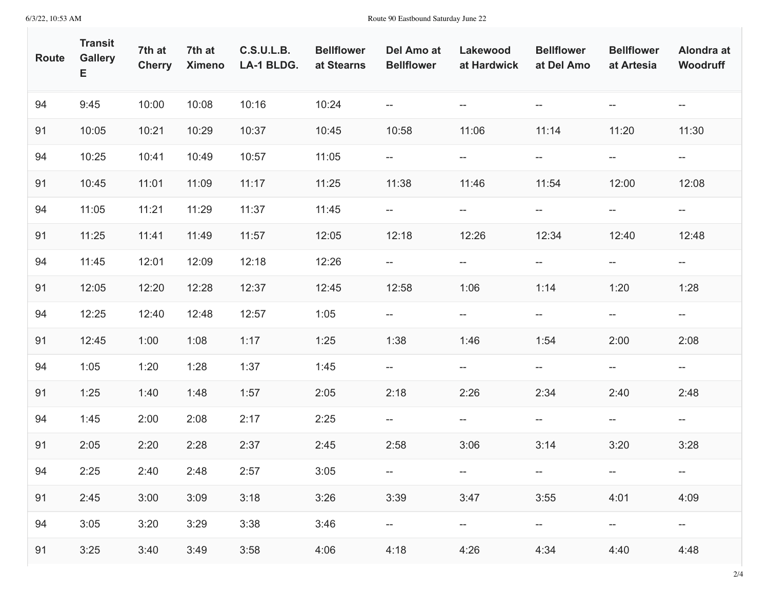| Route | Transit Gallery E | 7th at Cherry | 7th at Ximeno | C.S.U.L.B. LA-1 BLDG. | Bellflower at Stearns | Del Amo at Bellflower | Lakewood at Hardwick | Bellflower at Del Amo | Bellflower at Artesia | Alondra at Woodruff |
|---|---|---|---|---|---|---|---|---|---|---|
| 94 | 9:45 | 10:00 | 10:08 | 10:16 | 10:24 | -- | -- | -- | -- | -- |
| 91 | 10:05 | 10:21 | 10:29 | 10:37 | 10:45 | 10:58 | 11:06 | 11:14 | 11:20 | 11:30 |
| 94 | 10:25 | 10:41 | 10:49 | 10:57 | 11:05 | -- | -- | -- | -- | -- |
| 91 | 10:45 | 11:01 | 11:09 | 11:17 | 11:25 | 11:38 | 11:46 | 11:54 | 12:00 | 12:08 |
| 94 | 11:05 | 11:21 | 11:29 | 11:37 | 11:45 | -- | -- | -- | -- | -- |
| 91 | 11:25 | 11:41 | 11:49 | 11:57 | 12:05 | 12:18 | 12:26 | 12:34 | 12:40 | 12:48 |
| 94 | 11:45 | 12:01 | 12:09 | 12:18 | 12:26 | -- | -- | -- | -- | -- |
| 91 | 12:05 | 12:20 | 12:28 | 12:37 | 12:45 | 12:58 | 1:06 | 1:14 | 1:20 | 1:28 |
| 94 | 12:25 | 12:40 | 12:48 | 12:57 | 1:05 | -- | -- | -- | -- | -- |
| 91 | 12:45 | 1:00 | 1:08 | 1:17 | 1:25 | 1:38 | 1:46 | 1:54 | 2:00 | 2:08 |
| 94 | 1:05 | 1:20 | 1:28 | 1:37 | 1:45 | -- | -- | -- | -- | -- |
| 91 | 1:25 | 1:40 | 1:48 | 1:57 | 2:05 | 2:18 | 2:26 | 2:34 | 2:40 | 2:48 |
| 94 | 1:45 | 2:00 | 2:08 | 2:17 | 2:25 | -- | -- | -- | -- | -- |
| 91 | 2:05 | 2:20 | 2:28 | 2:37 | 2:45 | 2:58 | 3:06 | 3:14 | 3:20 | 3:28 |
| 94 | 2:25 | 2:40 | 2:48 | 2:57 | 3:05 | -- | -- | -- | -- | -- |
| 91 | 2:45 | 3:00 | 3:09 | 3:18 | 3:26 | 3:39 | 3:47 | 3:55 | 4:01 | 4:09 |
| 94 | 3:05 | 3:20 | 3:29 | 3:38 | 3:46 | -- | -- | -- | -- | -- |
| 91 | 3:25 | 3:40 | 3:49 | 3:58 | 4:06 | 4:18 | 4:26 | 4:34 | 4:40 | 4:48 |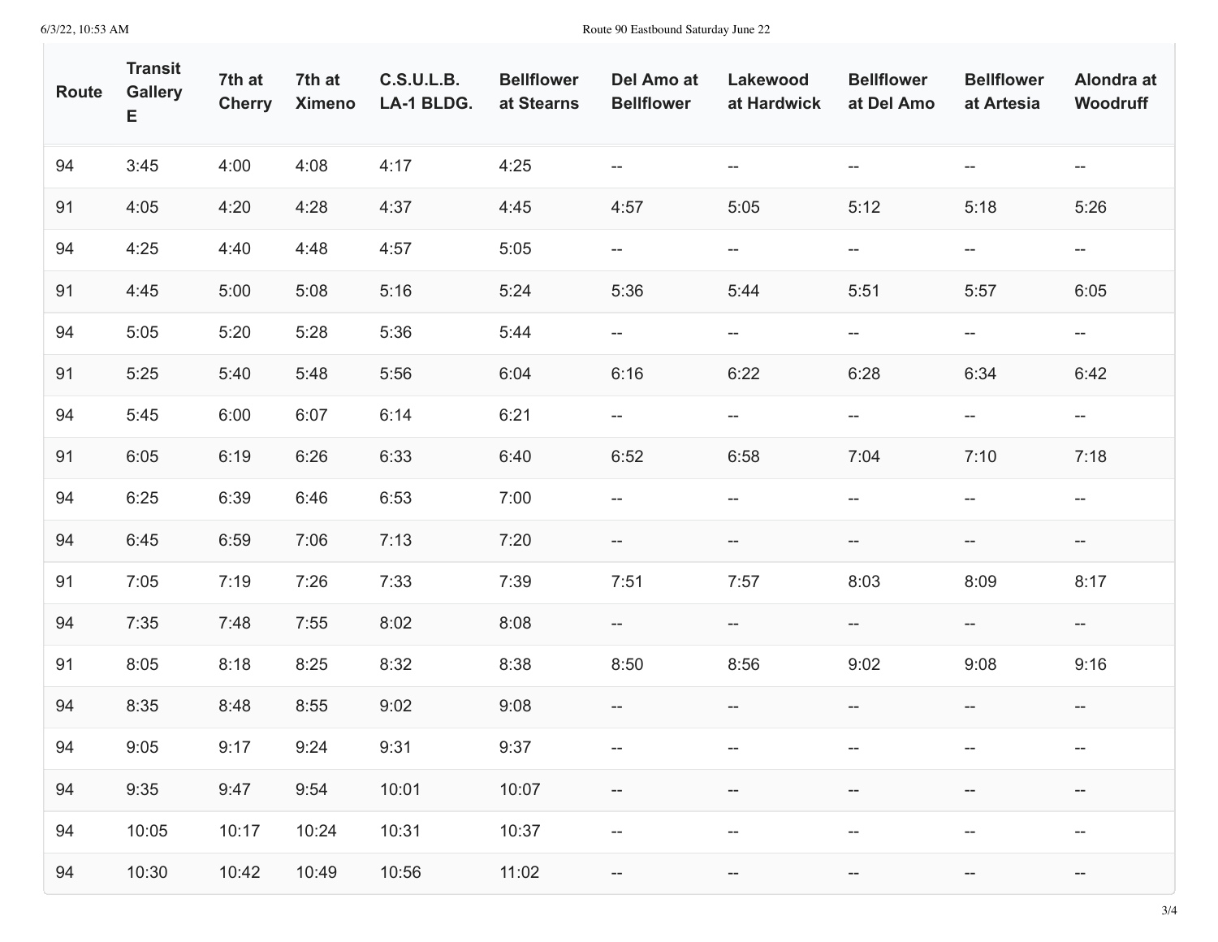| Route | Transit Gallery E | 7th at Cherry | 7th at Ximeno | C.S.U.L.B. LA-1 BLDG. | Bellflower at Stearns | Del Amo at Bellflower | Lakewood at Hardwick | Bellflower at Del Amo | Bellflower at Artesia | Alondra at Woodruff |
|---|---|---|---|---|---|---|---|---|---|---|
| 94 | 3:45 | 4:00 | 4:08 | 4:17 | 4:25 | -- | -- | -- | -- | -- |
| 91 | 4:05 | 4:20 | 4:28 | 4:37 | 4:45 | 4:57 | 5:05 | 5:12 | 5:18 | 5:26 |
| 94 | 4:25 | 4:40 | 4:48 | 4:57 | 5:05 | -- | -- | -- | -- | -- |
| 91 | 4:45 | 5:00 | 5:08 | 5:16 | 5:24 | 5:36 | 5:44 | 5:51 | 5:57 | 6:05 |
| 94 | 5:05 | 5:20 | 5:28 | 5:36 | 5:44 | -- | -- | -- | -- | -- |
| 91 | 5:25 | 5:40 | 5:48 | 5:56 | 6:04 | 6:16 | 6:22 | 6:28 | 6:34 | 6:42 |
| 94 | 5:45 | 6:00 | 6:07 | 6:14 | 6:21 | -- | -- | -- | -- | -- |
| 91 | 6:05 | 6:19 | 6:26 | 6:33 | 6:40 | 6:52 | 6:58 | 7:04 | 7:10 | 7:18 |
| 94 | 6:25 | 6:39 | 6:46 | 6:53 | 7:00 | -- | -- | -- | -- | -- |
| 94 | 6:45 | 6:59 | 7:06 | 7:13 | 7:20 | -- | -- | -- | -- | -- |
| 91 | 7:05 | 7:19 | 7:26 | 7:33 | 7:39 | 7:51 | 7:57 | 8:03 | 8:09 | 8:17 |
| 94 | 7:35 | 7:48 | 7:55 | 8:02 | 8:08 | -- | -- | -- | -- | -- |
| 91 | 8:05 | 8:18 | 8:25 | 8:32 | 8:38 | 8:50 | 8:56 | 9:02 | 9:08 | 9:16 |
| 94 | 8:35 | 8:48 | 8:55 | 9:02 | 9:08 | -- | -- | -- | -- | -- |
| 94 | 9:05 | 9:17 | 9:24 | 9:31 | 9:37 | -- | -- | -- | -- | -- |
| 94 | 9:35 | 9:47 | 9:54 | 10:01 | 10:07 | -- | -- | -- | -- | -- |
| 94 | 10:05 | 10:17 | 10:24 | 10:31 | 10:37 | -- | -- | -- | -- | -- |
| 94 | 10:30 | 10:42 | 10:49 | 10:56 | 11:02 | -- | -- | -- | -- | -- |